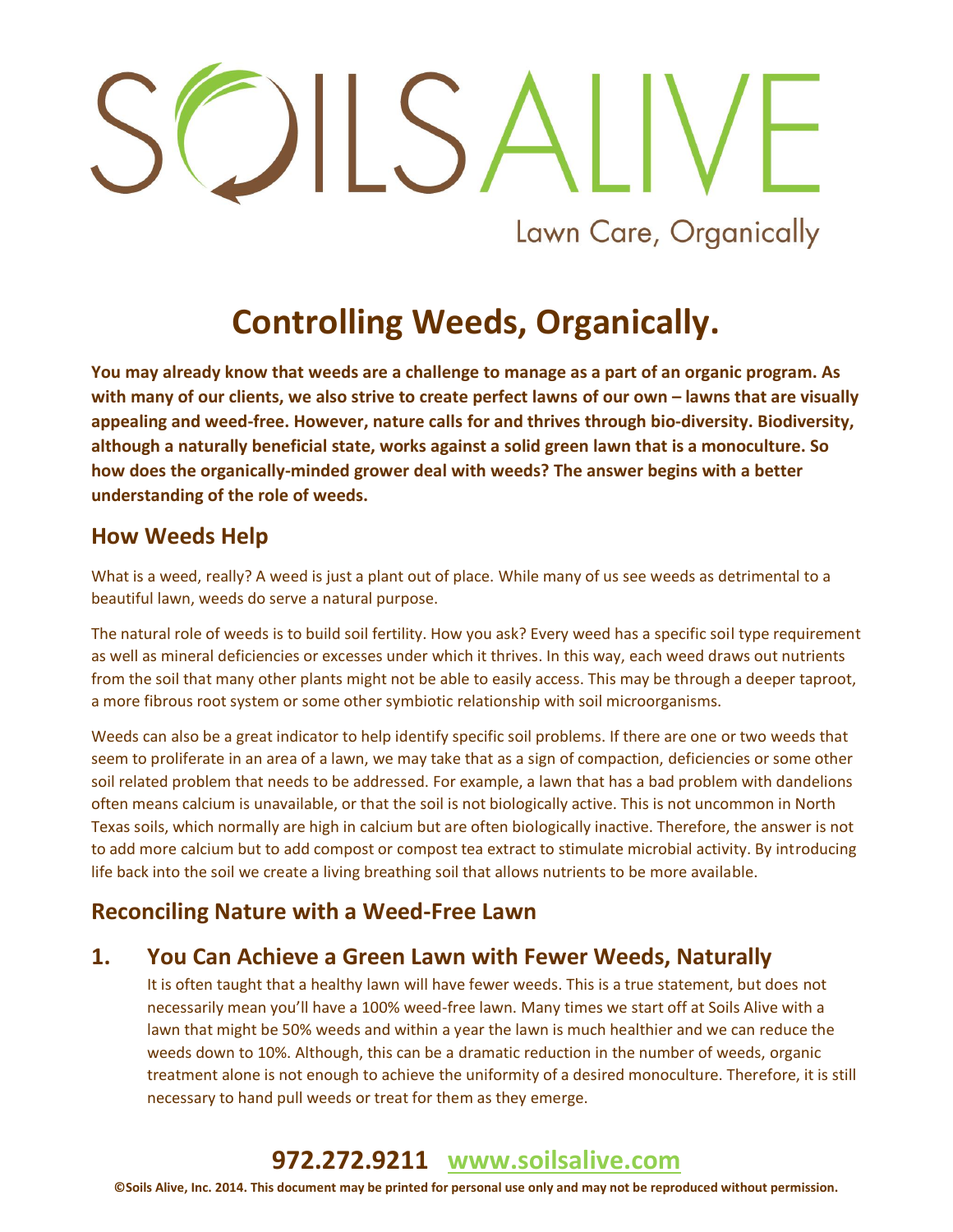# SOILS ALIVE

Lawn Care, Organically

# Controlling Weeds, Organically.

**You may already know that weeds are a challenge to manage as a part of an organic program. As with many of our clients, we also strive to create perfect lawns of our own – lawns that are visually appealing and weed-free. However, nature calls for and thrives through bio-diversity. Biodiversity, although a naturally beneficial state, works against a solid green lawn that is a monoculture. So how does the organically-minded grower deal with weeds? The answer begins with a better understanding of the role of weeds.**

## How Weeds Help

What is a weed, really? A weed is just a plant out of place. While many of us see weeds as detrimental to a beautiful lawn, weeds do serve a natural purpose.

The natural role of weeds is to build soil fertility. How you ask? Every weed has a specific soil type requirement as well as mineral deficiencies or excesses under which it thrives. In this way, each weed draws out nutrients from the soil that many other plants might not be able to easily access. This may be through a deeper taproot, a more fibrous root system or some other symbiotic relationship with soil microorganisms.

Weeds can also be a great indicator to help identify specific soil problems. If there are one or two weeds that seem to proliferate in an area of a lawn, we may take that as a sign of compaction, deficiencies or some other soil related problem that needs to be addressed. For example, a lawn that has a bad problem with dandelions often means calcium is unavailable, or that the soil is not biologically active. This is not uncommon in North Texas soils, which normally are high in calcium but are often biologically inactive. Therefore, the answer is not to add more calcium but to add compost or compost tea extract to stimulate microbial activity. By introducing life back into the soil we create a living breathing soil that allows nutrients to be more available.

## Reconciling Nature with a Weed-Free Lawn

## 1. You Can Achieve a Green Lawn with Fewer Weeds, Naturally

It is often taught that a healthy lawn will have fewer weeds. This is a true statement, but does not necessarily mean you'll have a 100% weed-free lawn. Many times we start off at Soils Alive with a lawn that might be 50% weeds and within a year the lawn is much healthier and we can reduce the weeds down to 10%. Although, this can be a dramatic reduction in the number of weeds, organic treatment alone is not enough to achieve the uniformity of a desired monoculture. Therefore, it is still necessary to hand pull weeds or treat for them as they emerge.

**972.272.9211 www.soilsalive.com**

**©Soils Alive, Inc. 2014. This document may be printed for personal use only and may not be reproduced without permission.**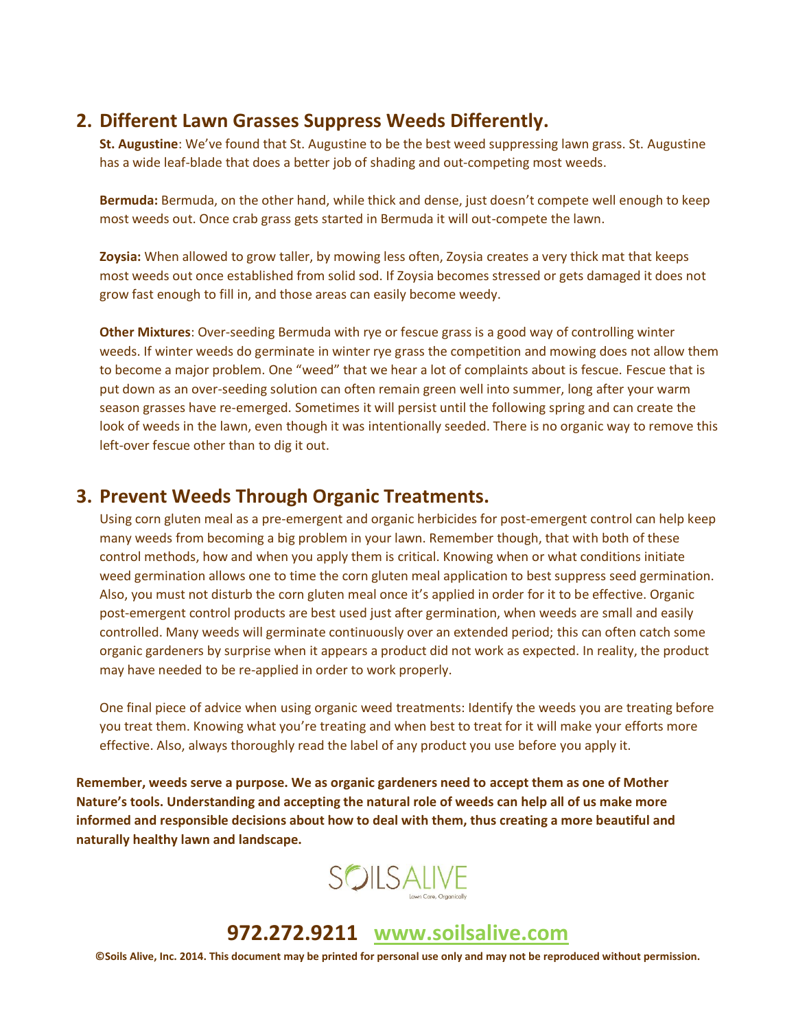## 2. Different Lawn Grasses Suppress Weeds Differently.

**St. Augustine**: We've found that St. Augustine to be the best weed suppressing lawn grass. St. Augustine has a wide leaf-blade that does a better job of shading and out-competing most weeds.

**Bermuda:** Bermuda, on the other hand, while thick and dense, just doesn't compete well enough to keep most weeds out. Once crab grass gets started in Bermuda it will out-compete the lawn.

**Zoysia:** When allowed to grow taller, by mowing less often, Zoysia creates a very thick mat that keeps most weeds out once established from solid sod. If Zoysia becomes stressed or gets damaged it does not grow fast enough to fill in, and those areas can easily become weedy.

**Other Mixtures**: Over-seeding Bermuda with rye or fescue grass is a good way of controlling winter weeds. If winter weeds do germinate in winter rye grass the competition and mowing does not allow them to become a major problem. One "weed" that we hear a lot of complaints about is fescue. Fescue that is put down as an over-seeding solution can often remain green well into summer, long after your warm season grasses have re-emerged. Sometimes it will persist until the following spring and can create the look of weeds in the lawn, even though it was intentionally seeded. There is no organic way to remove this left-over fescue other than to dig it out.

## 3. Prevent Weeds Through Organic Treatments.

Using corn gluten meal as a pre-emergent and organic herbicides for post-emergent control can help keep many weeds from becoming a big problem in your lawn. Remember though, that with both of these control methods, how and when you apply them is critical. Knowing when or what conditions initiate weed germination allows one to time the corn gluten meal application to best suppress seed germination. Also, you must not disturb the corn gluten meal once it's applied in order for it to be effective. Organic post-emergent control products are best used just after germination, when weeds are small and easily controlled. Many weeds will germinate continuously over an extended period; this can often catch some organic gardeners by surprise when it appears a product did not work as expected. In reality, the product may have needed to be re-applied in order to work properly.

One final piece of advice when using organic weed treatments: Identify the weeds you are treating before you treat them. Knowing what you're treating and when best to treat for it will make your efforts more effective. Also, always thoroughly read the label of any product you use before you apply it.

**Remember, weeds serve a purpose. We as organic gardeners need to accept them as one of Mother Nature's tools. Understanding and accepting the natural role of weeds can help all of us make more informed and responsible decisions about how to deal with them, thus creating a more beautiful and naturally healthy lawn and landscape.**

SOILSALIVE

Lawn Care, Organically

**972.272.9211 [www.soilsalive.com](http://www.soilsalive.com)**

**©Soils Alive, Inc. 2014. This document may be printed for personal use only and may not be reproduced without permission.**